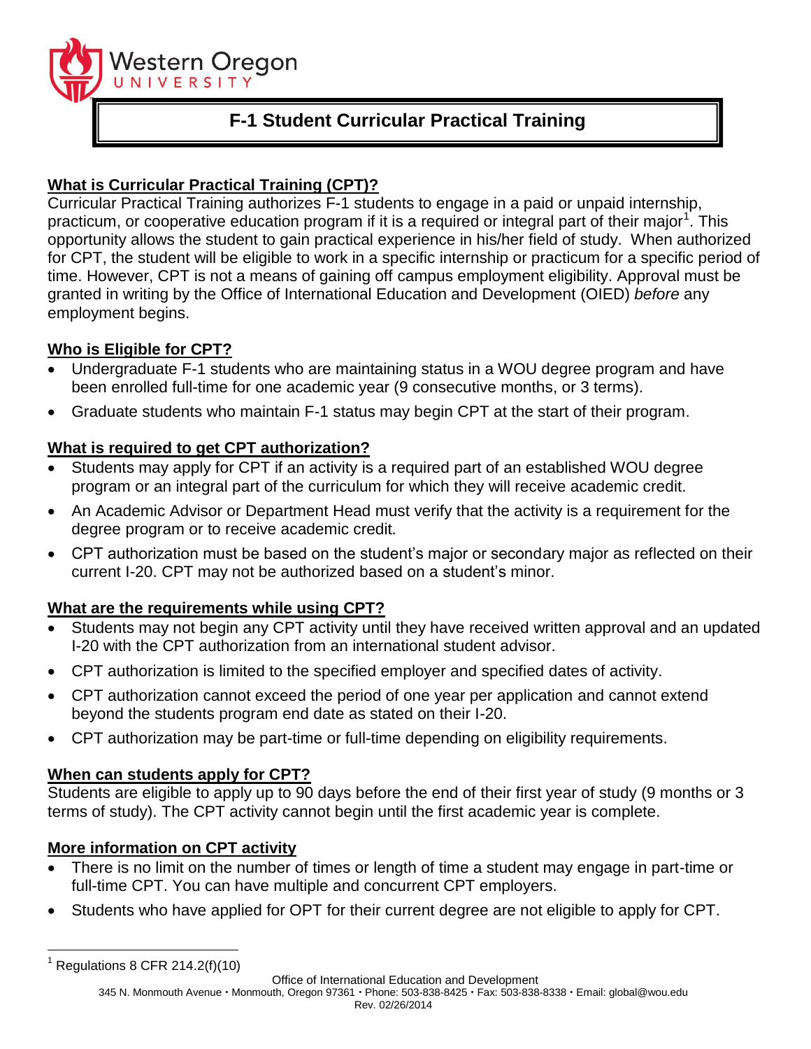Western Oregon University

# F-1 Student Curricular Practical Training

## What is Curricular Practical Training (CPT)?

Curricular Practical Training authorizes F-1 students to engage in a paid or unpaid internship, practicum, or cooperative education program if it is a required or integral part of their major[1]. This opportunity allows the student to gain practical experience in his/her field of study. When authorized for CPT, the student will be eligible to work in a specific internship or practicum for a specific period of time. However, CPT is not a means of gaining off campus employment eligibility. Approval must be granted in writing by the Office of International Education and Development (OIED) *before* any employment begins.

## Who is Eligible for CPT?

- Undergraduate F-1 students who are maintaining status in a WOU degree program and have been enrolled full-time for one academic year (9 consecutive months, or 3 terms).
- Graduate students who maintain F-1 status may begin CPT at the start of their program.

## What is required to get CPT authorization?

- Students may apply for CPT if an activity is a required part of an established WOU degree program or an integral part of the curriculum for which they will receive academic credit.
- An Academic Advisor or Department Head must verify that the activity is a requirement for the degree program or to receive academic credit.
- CPT authorization must be based on the student's major or secondary major as reflected on their current I-20. CPT may not be authorized based on a student's minor.

## What are the requirements while using CPT?

- Students may not begin any CPT activity until they have received written approval and an updated I-20 with the CPT authorization from an international student advisor.
- CPT authorization is limited to the specified employer and specified dates of activity.
- CPT authorization cannot exceed the period of one year per application and cannot extend beyond the students program end date as stated on their I-20.
- CPT authorization may be part-time or full-time depending on eligibility requirements.

## When can students apply for CPT?

Students are eligible to apply up to 90 days before the end of their first year of study (9 months or 3 terms of study). The CPT activity cannot begin until the first academic year is complete.

## More information on CPT activity

- There is no limit on the number of times or length of time a student may engage in part-time or full-time CPT. You can have multiple and concurrent CPT employers.
- Students who have applied for OPT for their current degree are not eligible to apply for CPT.

---

[1] Regulations 8 CFR 214.2(f)(10)

Office of International Education and Development
345 N. Monmouth Avenue • Monmouth, Oregon 97361 • Phone: 503-838-8425 • Fax: 503-838-8338 • Email: global@wou.edu
Rev. 02/26/2014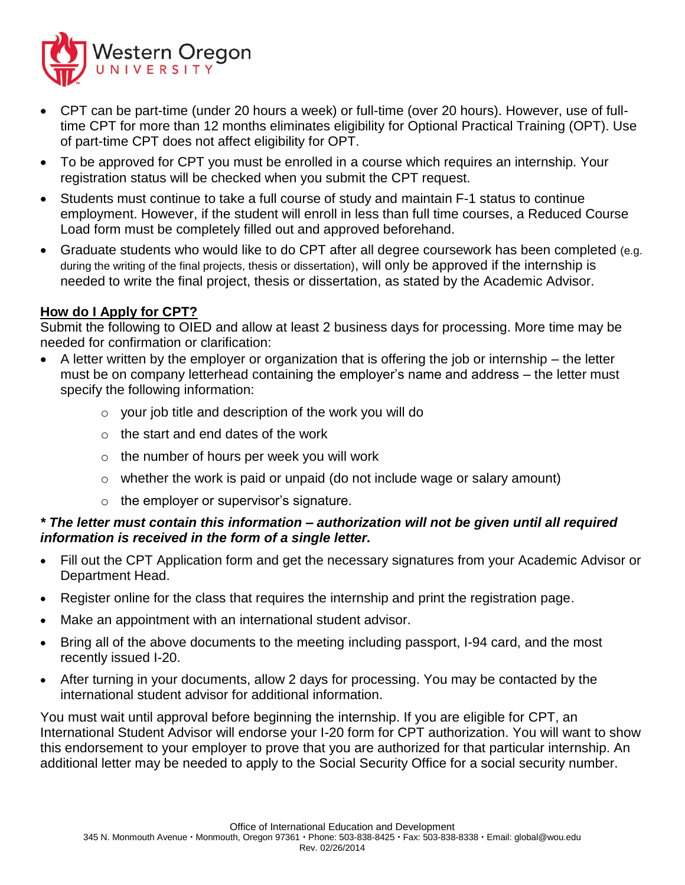- CPT can be part-time (under 20 hours a week) or full-time (over 20 hours). However, use of full-time CPT for more than 12 months eliminates eligibility for Optional Practical Training (OPT). Use of part-time CPT does not affect eligibility for OPT.
- To be approved for CPT you must be enrolled in a course which requires an internship. Your registration status will be checked when you submit the CPT request.
- Students must continue to take a full course of study and maintain F-1 status to continue employment. However, if the student will enroll in less than full time courses, a Reduced Course Load form must be completely filled out and approved beforehand.
- Graduate students who would like to do CPT after all degree coursework has been completed (e.g. during the writing of the final projects, thesis or dissertation), will only be approved if the internship is needed to write the final project, thesis or dissertation, as stated by the Academic Advisor.

**<u>How do I Apply for CPT?</u>**

Submit the following to OIED and allow at least 2 business days for processing. More time may be needed for confirmation or clarification:

- A letter written by the employer or organization that is offering the job or internship – the letter must be on company letterhead containing the employer's name and address – the letter must specify the following information:
    - your job title and description of the work you will do
    - the start and end dates of the work
    - the number of hours per week you will work
    - whether the work is paid or unpaid (do not include wage or salary amount)
    - the employer or supervisor's signature.

***\* The letter must contain this information – authorization will not be given until all required information is received in the form of a single letter.***

- Fill out the CPT Application form and get the necessary signatures from your Academic Advisor or Department Head.
- Register online for the class that requires the internship and print the registration page.
- Make an appointment with an international student advisor.
- Bring all of the above documents to the meeting including passport, I-94 card, and the most recently issued I-20.
- After turning in your documents, allow 2 days for processing. You may be contacted by the international student advisor for additional information.

You must wait until approval before beginning the internship. If you are eligible for CPT, an International Student Advisor will endorse your I-20 form for CPT authorization. You will want to show this endorsement to your employer to prove that you are authorized for that particular internship. An additional letter may be needed to apply to the Social Security Office for a social security number.